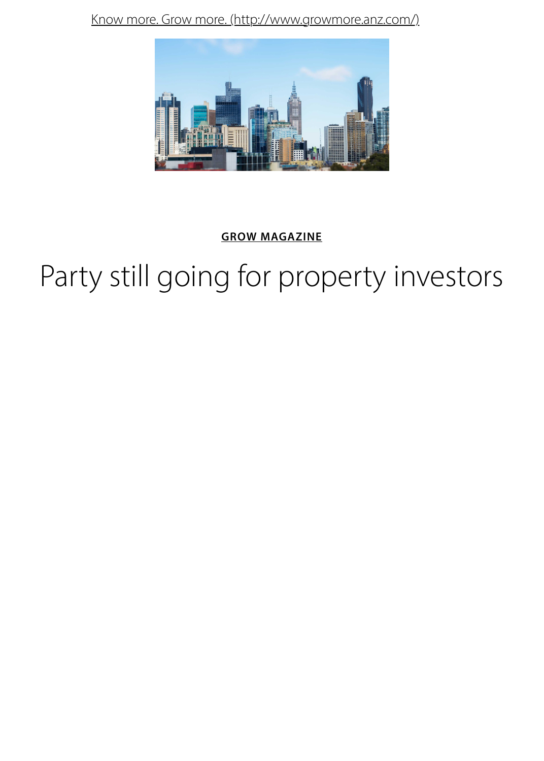Know more. Grow more. (http://www.growmore.anz.com/)

**GROW MAGAZINE**

# Party still going for property investors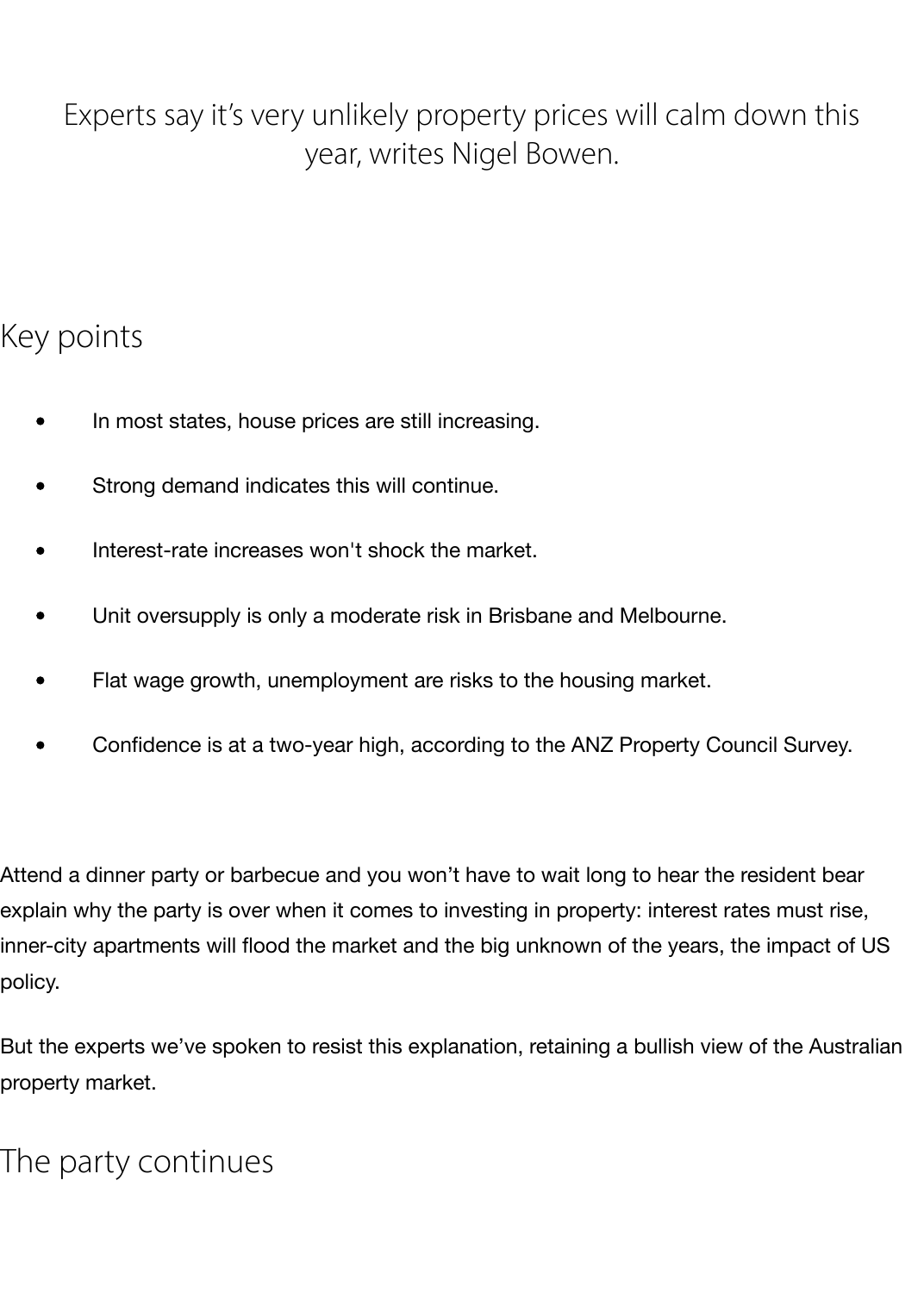Experts say it's very unlikely property prices will calm down this year, writes Nigel Bowen.

## Key points

- In most states, house prices are still increasing.
- Strong demand indicates this will continue.
- Interest-rate increases won't shock the market.
- Unit oversupply is only a moderate risk in Brisbane and Melbourne.
- Flat wage growth, unemployment are risks to the housing market.
- Confidence is at a two-year high, according to the ANZ Property Council Survey.

Attend a dinner party or barbecue and you won't have to wait long to hear the resident bear explain why the party is over when it comes to investing in property: interest rates must rise, inner-city apartments will flood the market and the big unknown of the years, the impact of US policy.

But the experts we've spoken to resist this explanation, retaining a bullish view of the Australian property market.

## The party continues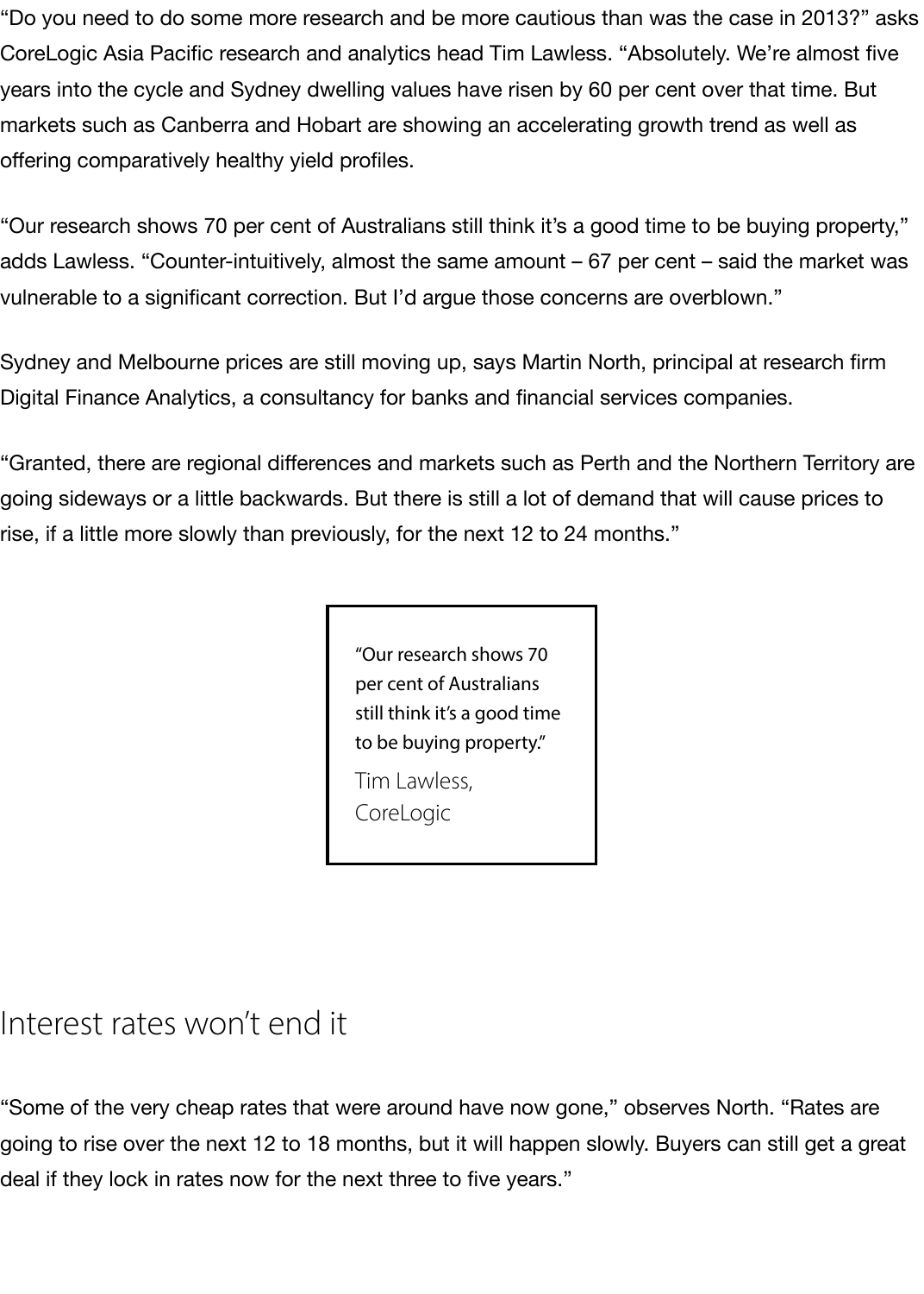"Do you need to do some more research and be more cautious than was the case in 2013?" asks CoreLogic Asia Pacific research and analytics head Tim Lawless. "Absolutely. We're almost five years into the cycle and Sydney dwelling values have risen by 60 per cent over that time. But markets such as Canberra and Hobart are showing an accelerating growth trend as well as offering comparatively healthy yield profiles.

"Our research shows 70 per cent of Australians still think it's a good time to be buying property," adds Lawless. "Counter-intuitively, almost the same amount – 67 per cent – said the market was vulnerable to a significant correction. But I'd argue those concerns are overblown."

Sydney and Melbourne prices are still moving up, says Martin North, principal at research firm Digital Finance Analytics, a consultancy for banks and financial services companies.

"Granted, there are regional differences and markets such as Perth and the Northern Territory are going sideways or a little backwards. But there is still a lot of demand that will cause prices to rise, if a little more slowly than previously, for the next 12 to 24 months."

> "Our research shows 70 per cent of Australians still think it's a good time to be buying property."
>
> Tim Lawless, CoreLogic

## Interest rates won't end it

"Some of the very cheap rates that were around have now gone," observes North. "Rates are going to rise over the next 12 to 18 months, but it will happen slowly. Buyers can still get a great deal if they lock in rates now for the next three to five years."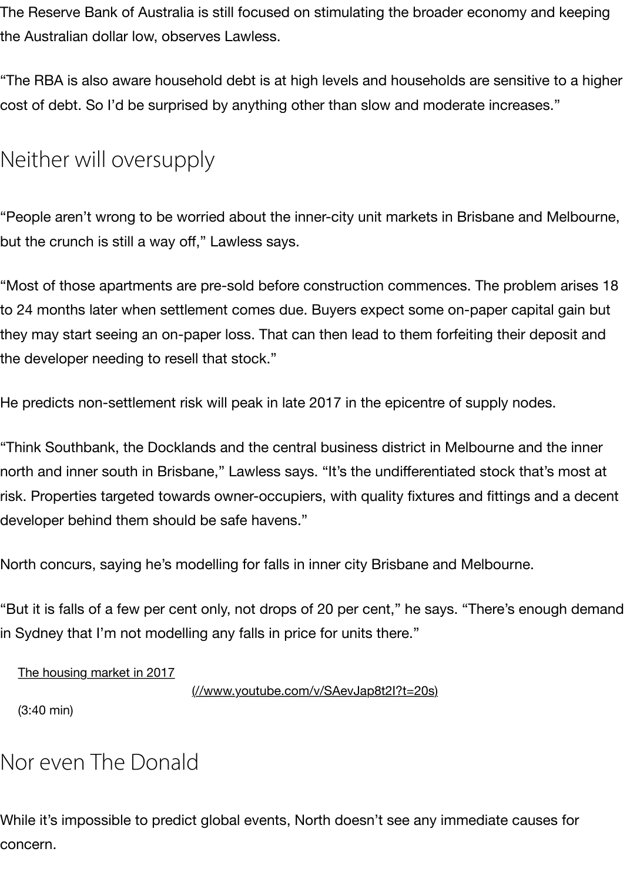The Reserve Bank of Australia is still focused on stimulating the broader economy and keeping the Australian dollar low, observes Lawless.

"The RBA is also aware household debt is at high levels and households are sensitive to a higher cost of debt. So I'd be surprised by anything other than slow and moderate increases."

## Neither will oversupply

"People aren't wrong to be worried about the inner-city unit markets in Brisbane and Melbourne, but the crunch is still a way off," Lawless says.

"Most of those apartments are pre-sold before construction commences. The problem arises 18 to 24 months later when settlement comes due. Buyers expect some on-paper capital gain but they may start seeing an on-paper loss. That can then lead to them forfeiting their deposit and the developer needing to resell that stock."

He predicts non-settlement risk will peak in late 2017 in the epicentre of supply nodes.

"Think Southbank, the Docklands and the central business district in Melbourne and the inner north and inner south in Brisbane," Lawless says. "It's the undifferentiated stock that's most at risk. Properties targeted towards owner-occupiers, with quality fixtures and fittings and a decent developer behind them should be safe havens."

North concurs, saying he's modelling for falls in inner city Brisbane and Melbourne.

"But it is falls of a few per cent only, not drops of 20 per cent," he says. "There's enough demand in Sydney that I'm not modelling any falls in price for units there."

[The housing market in 2017](//www.youtube.com/v/SAevJap8t2I?t=20s)
(//www.youtube.com/v/SAevJap8t2I?t=20s)
(3:40 min)

## Nor even The Donald

While it's impossible to predict global events, North doesn't see any immediate causes for concern.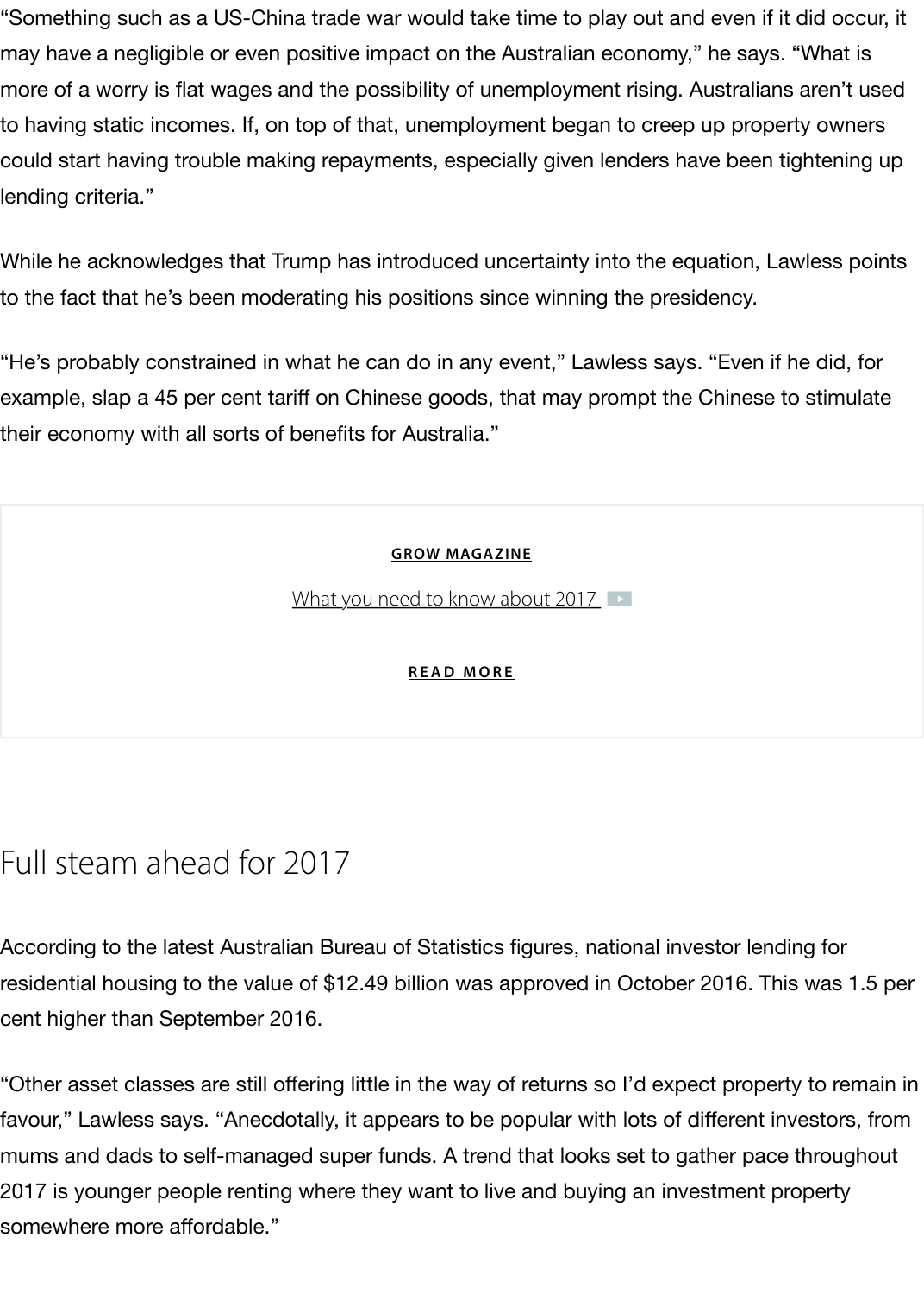"Something such as a US-China trade war would take time to play out and even if it did occur, it may have a negligible or even positive impact on the Australian economy," he says. "What is more of a worry is flat wages and the possibility of unemployment rising. Australians aren't used to having static incomes. If, on top of that, unemployment began to creep up property owners could start having trouble making repayments, especially given lenders have been tightening up lending criteria."

While he acknowledges that Trump has introduced uncertainty into the equation, Lawless points to the fact that he's been moderating his positions since winning the presidency.

"He's probably constrained in what he can do in any event," Lawless says. "Even if he did, for example, slap a 45 per cent tariff on Chinese goods, that may prompt the Chinese to stimulate their economy with all sorts of benefits for Australia."

**GROW MAGAZINE**

What you need to know about 2017

**READ MORE**

## Full steam ahead for 2017

According to the latest Australian Bureau of Statistics figures, national investor lending for residential housing to the value of $12.49 billion was approved in October 2016. This was 1.5 per cent higher than September 2016.

"Other asset classes are still offering little in the way of returns so I'd expect property to remain in favour," Lawless says. "Anecdotally, it appears to be popular with lots of different investors, from mums and dads to self-managed super funds. A trend that looks set to gather pace throughout 2017 is younger people renting where they want to live and buying an investment property somewhere more affordable."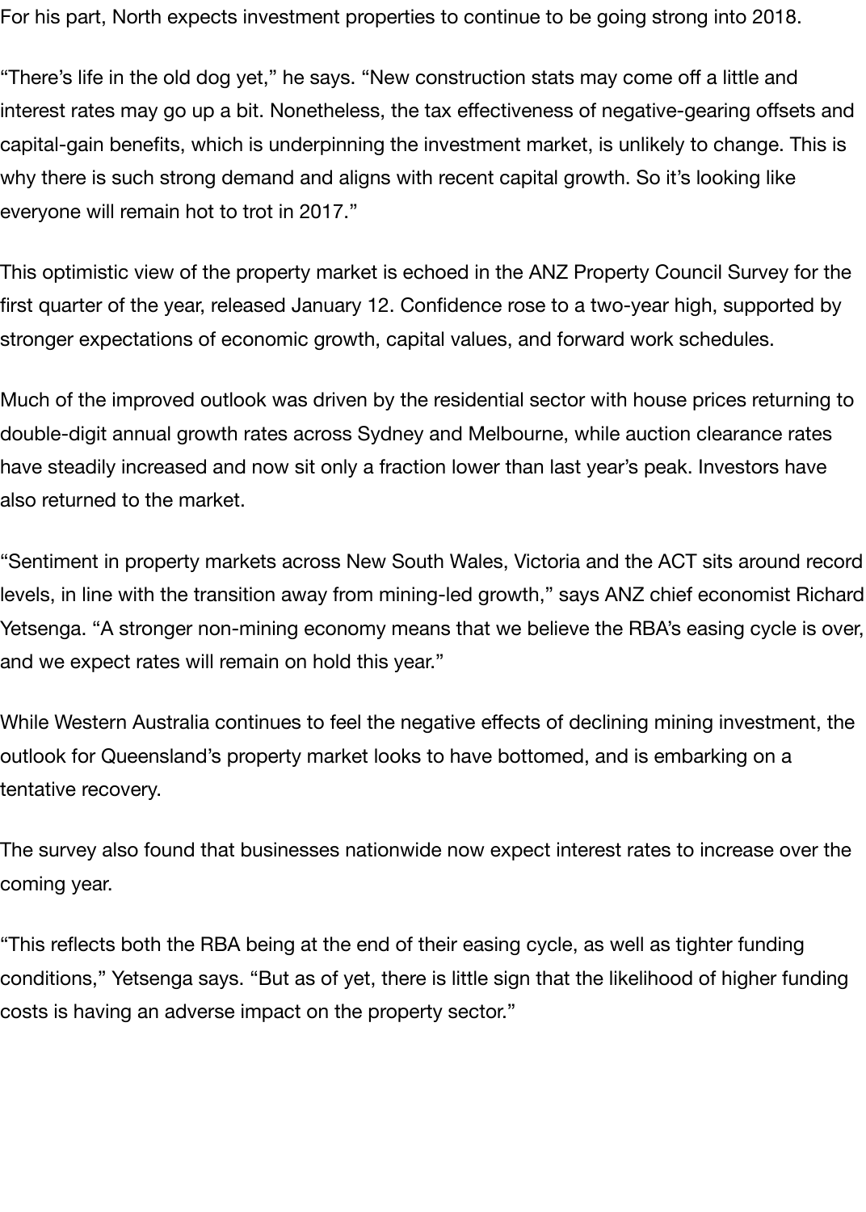For his part, North expects investment properties to continue to be going strong into 2018.

“There’s life in the old dog yet,” he says. “New construction stats may come off a little and interest rates may go up a bit. Nonetheless, the tax effectiveness of negative-gearing offsets and capital-gain benefits, which is underpinning the investment market, is unlikely to change. This is why there is such strong demand and aligns with recent capital growth. So it’s looking like everyone will remain hot to trot in 2017.”

This optimistic view of the property market is echoed in the ANZ Property Council Survey for the first quarter of the year, released January 12. Confidence rose to a two-year high, supported by stronger expectations of economic growth, capital values, and forward work schedules.

Much of the improved outlook was driven by the residential sector with house prices returning to double-digit annual growth rates across Sydney and Melbourne, while auction clearance rates have steadily increased and now sit only a fraction lower than last year’s peak. Investors have also returned to the market.

“Sentiment in property markets across New South Wales, Victoria and the ACT sits around record levels, in line with the transition away from mining-led growth,” says ANZ chief economist Richard Yetsenga. “A stronger non-mining economy means that we believe the RBA’s easing cycle is over, and we expect rates will remain on hold this year.”

While Western Australia continues to feel the negative effects of declining mining investment, the outlook for Queensland’s property market looks to have bottomed, and is embarking on a tentative recovery.

The survey also found that businesses nationwide now expect interest rates to increase over the coming year.

“This reflects both the RBA being at the end of their easing cycle, as well as tighter funding conditions,” Yetsenga says. “But as of yet, there is little sign that the likelihood of higher funding costs is having an adverse impact on the property sector.”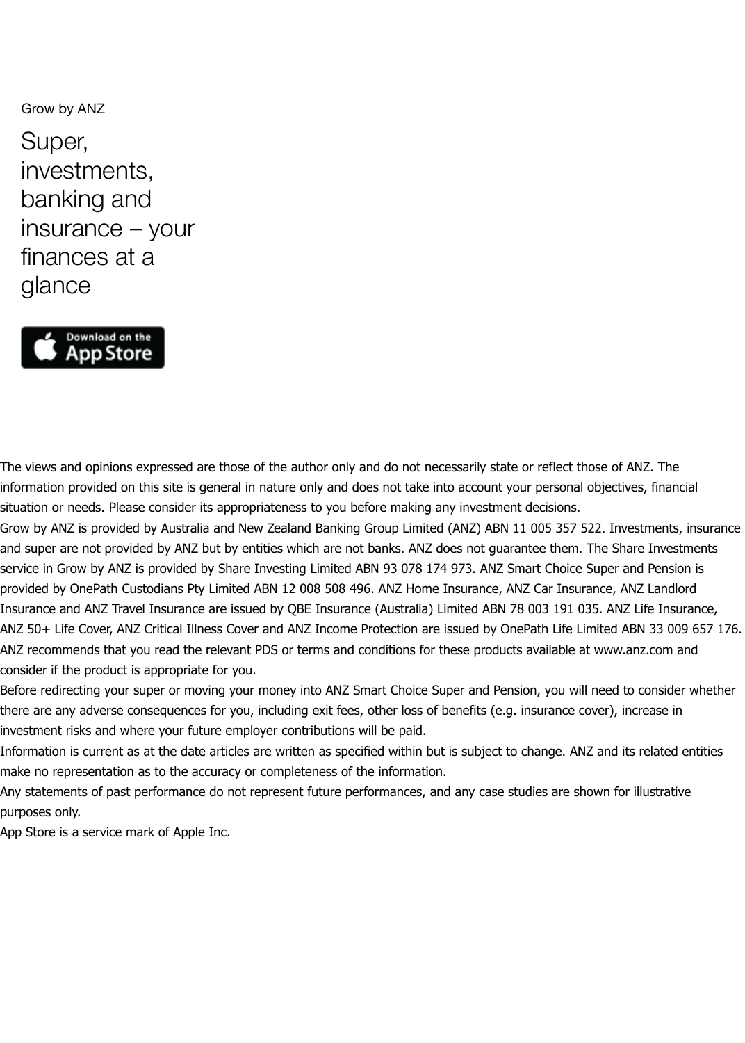Grow by ANZ

## Super, investments, banking and insurance – your finances at a glance

Download on the App Store

The views and opinions expressed are those of the author only and do not necessarily state or reflect those of ANZ. The information provided on this site is general in nature only and does not take into account your personal objectives, financial situation or needs. Please consider its appropriateness to you before making any investment decisions.

Grow by ANZ is provided by Australia and New Zealand Banking Group Limited (ANZ) ABN 11 005 357 522. Investments, insurance and super are not provided by ANZ but by entities which are not banks. ANZ does not guarantee them. The Share Investments service in Grow by ANZ is provided by Share Investing Limited ABN 93 078 174 973. ANZ Smart Choice Super and Pension is provided by OnePath Custodians Pty Limited ABN 12 008 508 496. ANZ Home Insurance, ANZ Car Insurance, ANZ Landlord Insurance and ANZ Travel Insurance are issued by QBE Insurance (Australia) Limited ABN 78 003 191 035. ANZ Life Insurance, ANZ 50+ Life Cover, ANZ Critical Illness Cover and ANZ Income Protection are issued by OnePath Life Limited ABN 33 009 657 176. ANZ recommends that you read the relevant PDS or terms and conditions for these products available at www.anz.com and consider if the product is appropriate for you.

Before redirecting your super or moving your money into ANZ Smart Choice Super and Pension, you will need to consider whether there are any adverse consequences for you, including exit fees, other loss of benefits (e.g. insurance cover), increase in investment risks and where your future employer contributions will be paid.

Information is current as at the date articles are written as specified within but is subject to change. ANZ and its related entities make no representation as to the accuracy or completeness of the information.

Any statements of past performance do not represent future performances, and any case studies are shown for illustrative purposes only.

App Store is a service mark of Apple Inc.